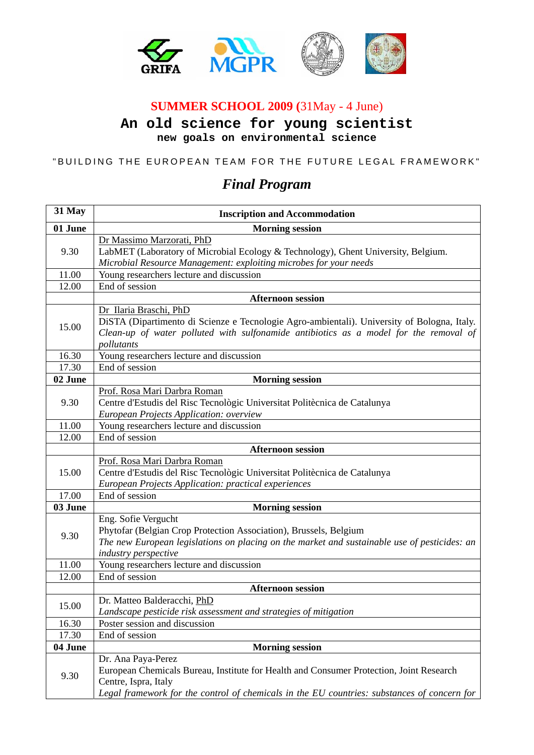GRIFA MGPR

# SUMMER SCHOOL 2009 (31May - 4 June)

## An old science for young scientist

### new goals on environmental science

"BUILDING THE EUROPEAN TEAM FOR THE FUTURE LEGAL FRAMEWORK"

## *Final Program*

| 31 May | Inscription and Accommodation |
|---|---|
| **01 June** | **Morning session** |
| 9.30 | Dr Massimo Marzorati, PhD<br>LabMET (Laboratory of Microbial Ecology & Technology), Ghent University, Belgium.<br>*Microbial Resource Management: exploiting microbes for your needs* |
| 11.00 | Young researchers lecture and discussion |
| 12.00 | End of session |
| | **Afternoon session** |
| 15.00 | Dr Ilaria Braschi, PhD<br>DiSTA (Dipartimento di Scienze e Tecnologie Agro-ambientali). University of Bologna, Italy.<br>*Clean-up of water polluted with sulfonamide antibiotics as a model for the removal of pollutants* |
| 16.30 | Young researchers lecture and discussion |
| 17.30 | End of session |
| **02 June** | **Morning session** |
| 9.30 | Prof. Rosa Mari Darbra Roman<br>Centre d'Estudis del Risc Tecnològic Universitat Politècnica de Catalunya<br>*European Projects Application: overview* |
| 11.00 | Young researchers lecture and discussion |
| 12.00 | End of session |
| | **Afternoon session** |
| 15.00 | Prof. Rosa Mari Darbra Roman<br>Centre d'Estudis del Risc Tecnològic Universitat Politècnica de Catalunya<br>*European Projects Application: practical experiences* |
| 17.00 | End of session |
| **03 June** | **Morning session** |
| 9.30 | Eng. Sofie Vergucht<br>Phytofar (Belgian Crop Protection Association), Brussels, Belgium<br>*The new European legislations on placing on the market and sustainable use of pesticides: an industry perspective* |
| 11.00 | Young researchers lecture and discussion |
| 12.00 | End of session |
| | **Afternoon session** |
| 15.00 | Dr. Matteo Balderacchi, PhD<br>*Landscape pesticide risk assessment and strategies of mitigation* |
| 16.30 | Poster session and discussion |
| 17.30 | End of session |
| **04 June** | **Morning session** |
| 9.30 | Dr. Ana Paya-Perez<br>European Chemicals Bureau, Institute for Health and Consumer Protection, Joint Research Centre, Ispra, Italy<br>*Legal framework for the control of chemicals in the EU countries: substances of concern for* |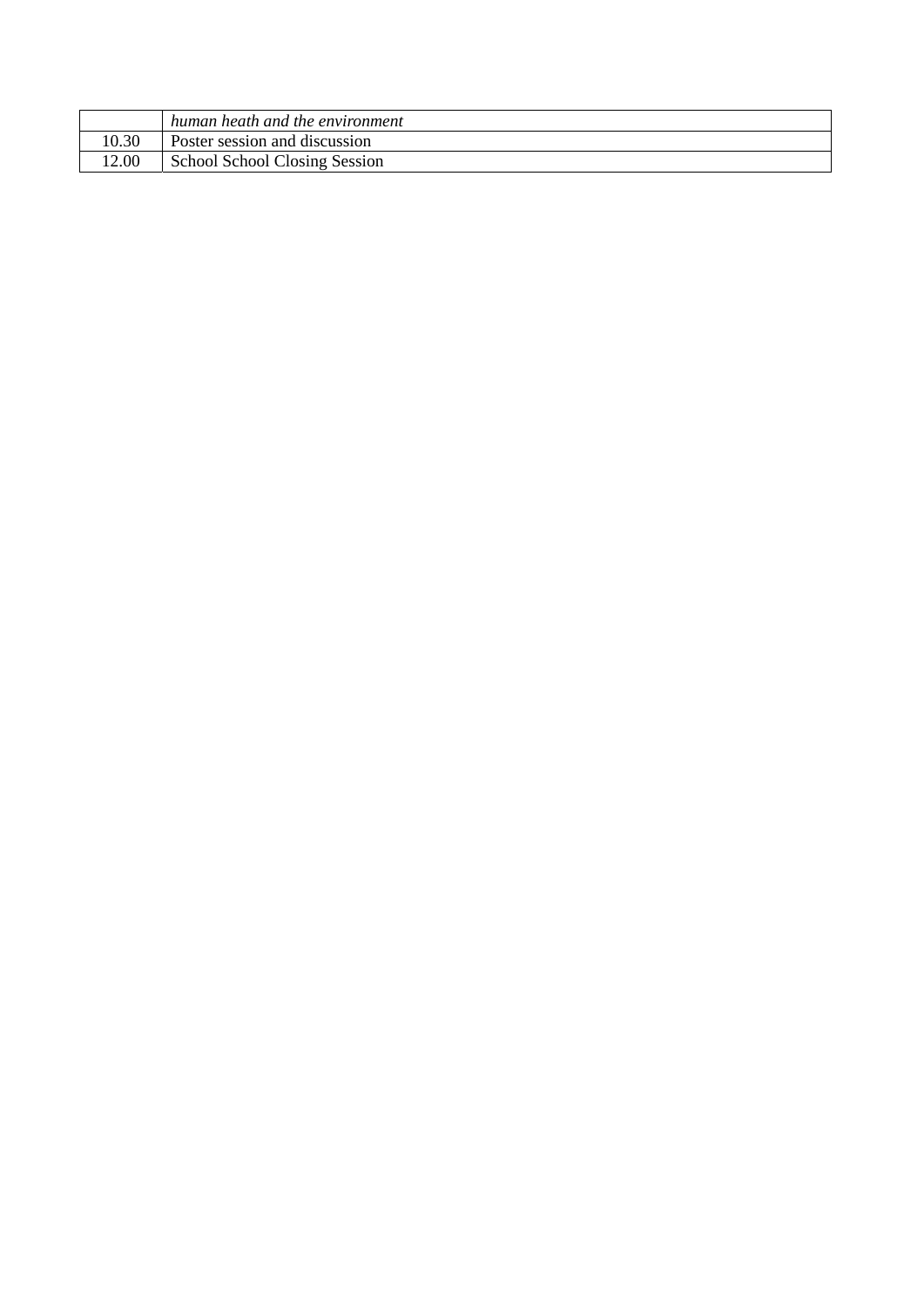| | |
|---|---|
| | *human heath and the environment* |
| 10.30 | Poster session and discussion |
| 12.00 | School School Closing Session |